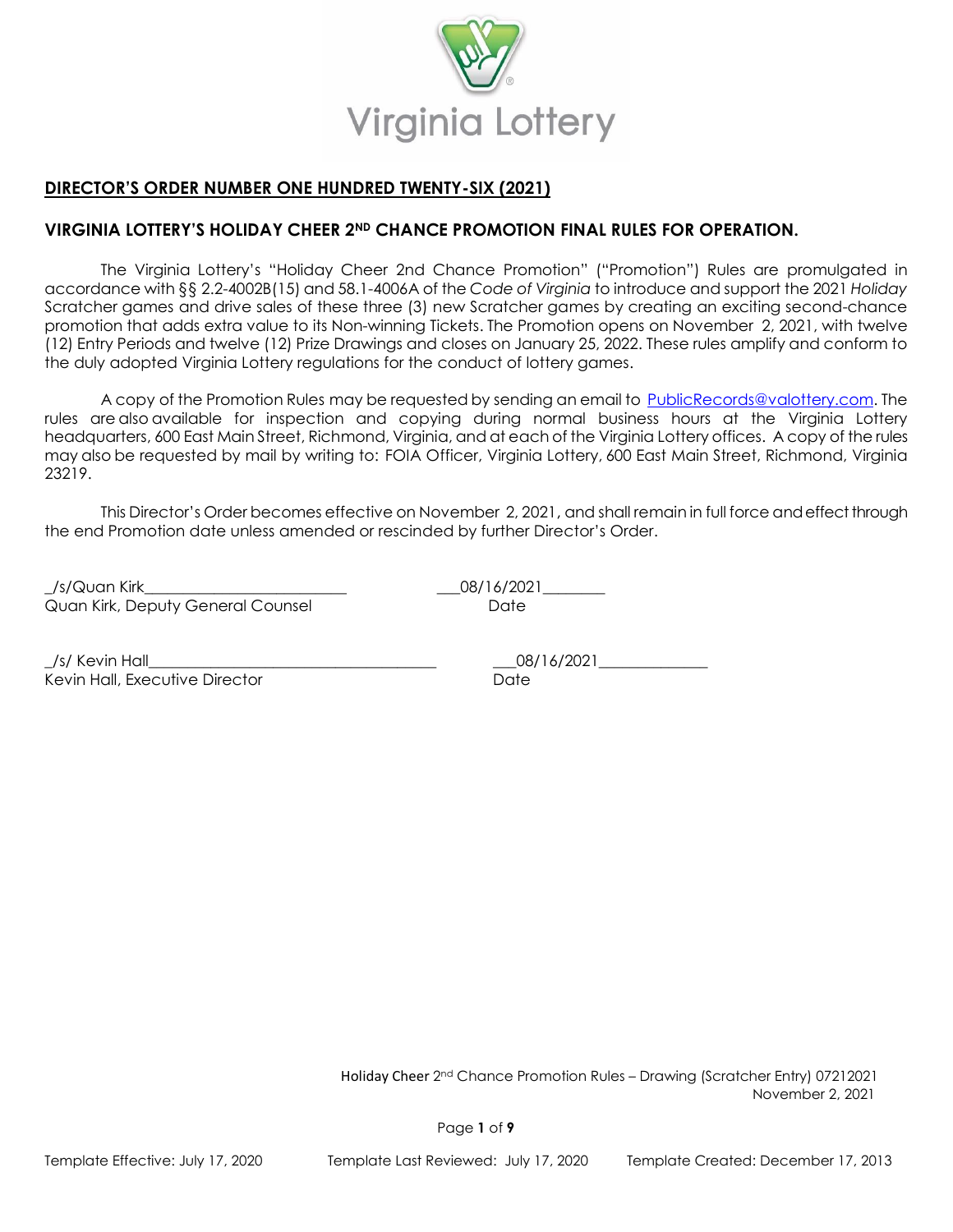Virginia Lottery

## DIRECTOR'S ORDER NUMBER ONE HUNDRED TWENTY-SIX (2021)

## VIRGINIA LOTTERY'S HOLIDAY CHEER 2ND CHANCE PROMOTION FINAL RULES FOR OPERATION.

The Virginia Lottery's "Holiday Cheer 2nd Chance Promotion" ("Promotion") Rules are promulgated in accordance with §§ 2.2-4002B(15) and 58.1-4006A of the *Code of Virginia* to introduce and support the 2021 *Holiday* Scratcher games and drive sales of these three (3) new Scratcher games by creating an exciting second-chance promotion that adds extra value to its Non-winning Tickets. The Promotion opens on November 2, 2021, with twelve (12) Entry Periods and twelve (12) Prize Drawings and closes on January 25, 2022. These rules amplify and conform to the duly adopted Virginia Lottery regulations for the conduct of lottery games.

A copy of the Promotion Rules may be requested by sending an email to PublicRecords@valottery.com. The rules are also available for inspection and copying during normal business hours at the Virginia Lottery headquarters, 600 East Main Street, Richmond, Virginia, and at each of the Virginia Lottery offices. A copy of the rules may also be requested by mail by writing to: FOIA Officer, Virginia Lottery, 600 East Main Street, Richmond, Virginia 23219.

This Director's Order becomes effective on November 2, 2021, and shall remain in full force and effect through the end Promotion date unless amended or rescinded by further Director's Order.

_/s/Quan Kirk__________________________ ___08/16/2021________
Quan Kirk, Deputy General Counsel Date

_/s/ Kevin Hall_____________________________________ ___08/16/2021______________
Kevin Hall, Executive Director Date

Holiday Cheer 2nd Chance Promotion Rules – Drawing (Scratcher Entry) 07212021
November 2, 2021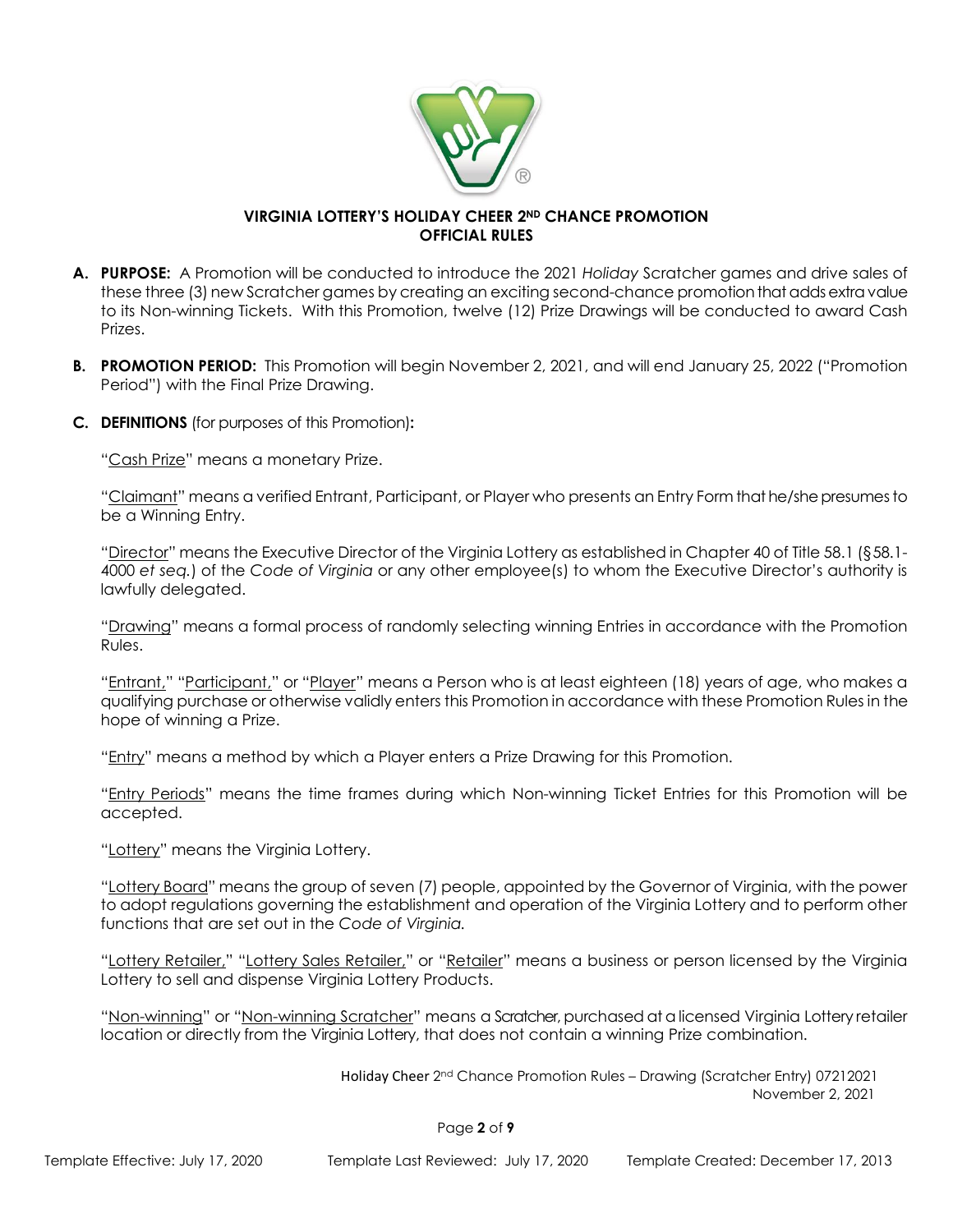**VIRGINIA LOTTERY'S HOLIDAY CHEER 2ND CHANCE PROMOTION**
**OFFICIAL RULES**

**A. PURPOSE:** A Promotion will be conducted to introduce the 2021 *Holiday* Scratcher games and drive sales of these three (3) new Scratcher games by creating an exciting second-chance promotion that adds extra value to its Non-winning Tickets. With this Promotion, twelve (12) Prize Drawings will be conducted to award Cash Prizes.

**B. PROMOTION PERIOD:** This Promotion will begin November 2, 2021, and will end January 25, 2022 ("Promotion Period") with the Final Prize Drawing.

**C. DEFINITIONS** (for purposes of this Promotion)**:**

"Cash Prize" means a monetary Prize.

"Claimant" means a verified Entrant, Participant, or Player who presents an Entry Form that he/she presumes to be a Winning Entry.

"Director" means the Executive Director of the Virginia Lottery as established in Chapter 40 of Title 58.1 (§58.1-4000 *et seq.*) of the *Code of Virginia* or any other employee(s) to whom the Executive Director's authority is lawfully delegated.

"Drawing" means a formal process of randomly selecting winning Entries in accordance with the Promotion Rules.

"Entrant," "Participant," or "Player" means a Person who is at least eighteen (18) years of age, who makes a qualifying purchase or otherwise validly enters this Promotion in accordance with these Promotion Rules in the hope of winning a Prize.

"Entry" means a method by which a Player enters a Prize Drawing for this Promotion.

"Entry Periods" means the time frames during which Non-winning Ticket Entries for this Promotion will be accepted.

"Lottery" means the Virginia Lottery.

"Lottery Board" means the group of seven (7) people, appointed by the Governor of Virginia, with the power to adopt regulations governing the establishment and operation of the Virginia Lottery and to perform other functions that are set out in the *Code of Virginia.*

"Lottery Retailer," "Lottery Sales Retailer," or "Retailer" means a business or person licensed by the Virginia Lottery to sell and dispense Virginia Lottery Products.

"Non-winning" or "Non-winning Scratcher" means a Scratcher, purchased at a licensed Virginia Lottery retailer location or directly from the Virginia Lottery, that does not contain a winning Prize combination.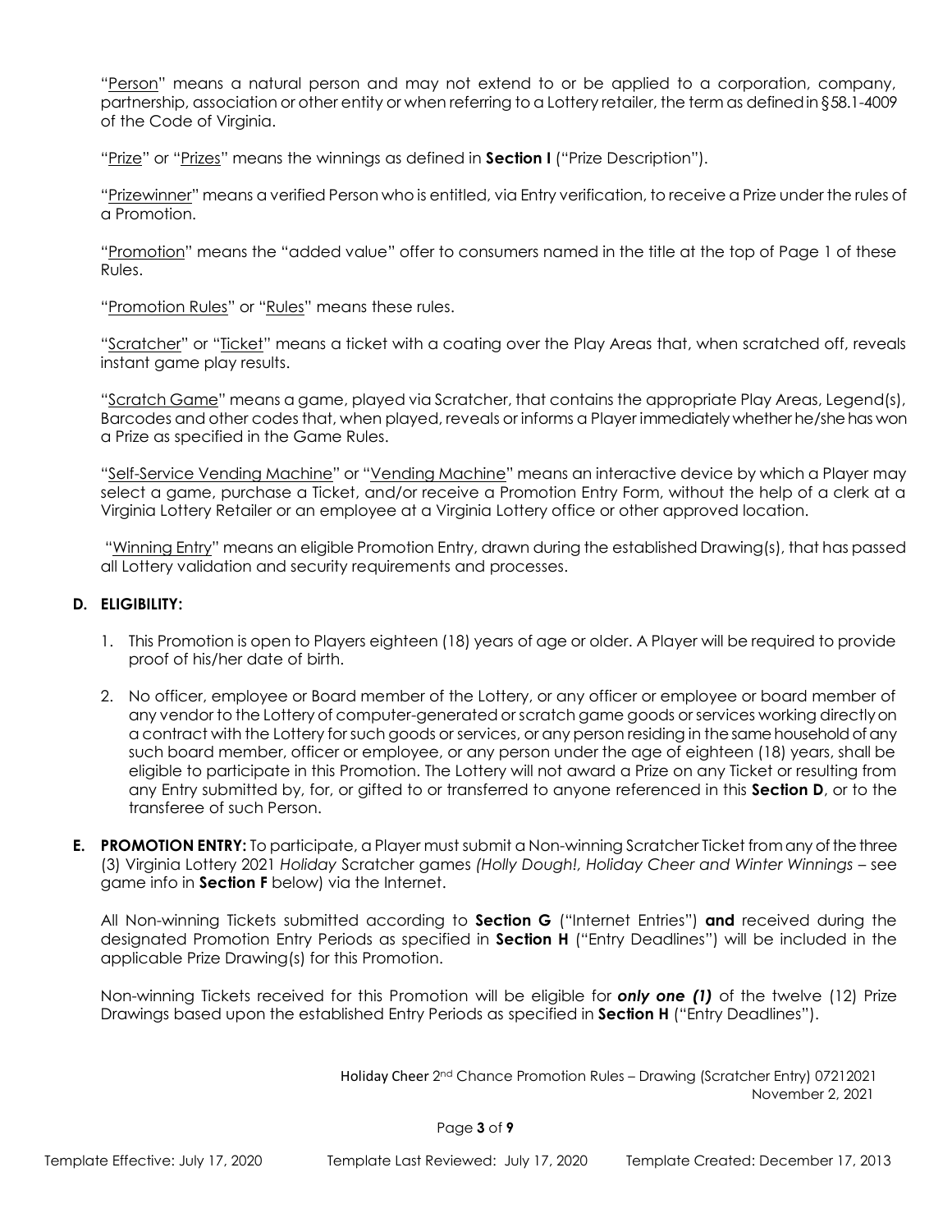"Person" means a natural person and may not extend to or be applied to a corporation, company, partnership, association or other entity or when referring to a Lottery retailer, the term as defined in §58.1-4009 of the Code of Virginia.

"Prize" or "Prizes" means the winnings as defined in **Section I** ("Prize Description").

"Prizewinner" means a verified Person who is entitled, via Entry verification, to receive a Prize under the rules of a Promotion.

"Promotion" means the "added value" offer to consumers named in the title at the top of Page 1 of these Rules.

"Promotion Rules" or "Rules" means these rules.

"Scratcher" or "Ticket" means a ticket with a coating over the Play Areas that, when scratched off, reveals instant game play results.

"Scratch Game" means a game, played via Scratcher, that contains the appropriate Play Areas, Legend(s), Barcodes and other codes that, when played, reveals or informs a Player immediately whether he/she has won a Prize as specified in the Game Rules.

"Self-Service Vending Machine" or "Vending Machine" means an interactive device by which a Player may select a game, purchase a Ticket, and/or receive a Promotion Entry Form, without the help of a clerk at a Virginia Lottery Retailer or an employee at a Virginia Lottery office or other approved location.

"Winning Entry" means an eligible Promotion Entry, drawn during the established Drawing(s), that has passed all Lottery validation and security requirements and processes.

## D. ELIGIBILITY:

1. This Promotion is open to Players eighteen (18) years of age or older. A Player will be required to provide proof of his/her date of birth.
2. No officer, employee or Board member of the Lottery, or any officer or employee or board member of any vendor to the Lottery of computer-generated or scratch game goods or services working directly on a contract with the Lottery for such goods or services, or any person residing in the same household of any such board member, officer or employee, or any person under the age of eighteen (18) years, shall be eligible to participate in this Promotion. The Lottery will not award a Prize on any Ticket or resulting from any Entry submitted by, for, or gifted to or transferred to anyone referenced in this **Section D**, or to the transferee of such Person.

**E. PROMOTION ENTRY:** To participate, a Player must submit a Non-winning Scratcher Ticket from any of the three (3) Virginia Lottery 2021 *Holiday* Scratcher games *(Holly Dough!, Holiday Cheer and Winter Winnings* – see game info in **Section F** below) via the Internet.

All Non-winning Tickets submitted according to **Section G** ("Internet Entries") **and** received during the designated Promotion Entry Periods as specified in **Section H** ("Entry Deadlines") will be included in the applicable Prize Drawing(s) for this Promotion.

Non-winning Tickets received for this Promotion will be eligible for ***only one (1)*** of the twelve (12) Prize Drawings based upon the established Entry Periods as specified in **Section H** ("Entry Deadlines").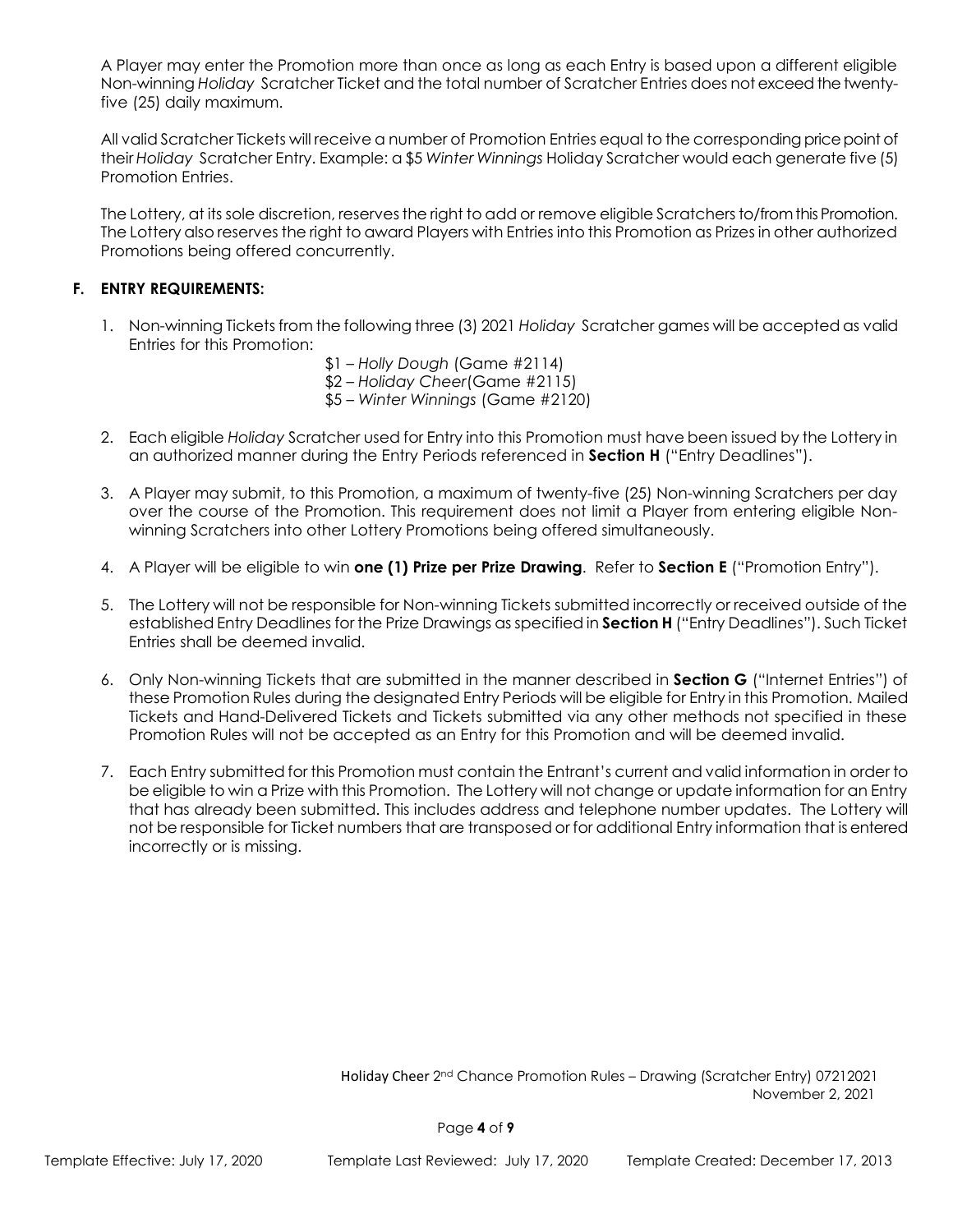A Player may enter the Promotion more than once as long as each Entry is based upon a different eligible Non-winning *Holiday* Scratcher Ticket and the total number of Scratcher Entries does not exceed the twenty-five (25) daily maximum.

All valid Scratcher Tickets will receive a number of Promotion Entries equal to the corresponding price point of their *Holiday* Scratcher Entry. Example: a $5 *Winter Winnings* Holiday Scratcher would each generate five (5) Promotion Entries.

The Lottery, at its sole discretion, reserves the right to add or remove eligible Scratchers to/from this Promotion. The Lottery also reserves the right to award Players with Entries into this Promotion as Prizes in other authorized Promotions being offered concurrently.

## F. ENTRY REQUIREMENTS:

1. Non-winning Tickets from the following three (3) 2021 *Holiday* Scratcher games will be accepted as valid Entries for this Promotion:

   $1 – *Holly Dough* (Game #2114)
   $2 – *Holiday Cheer*(Game #2115)
   $5 – *Winter Winnings* (Game #2120)

2. Each eligible *Holiday* Scratcher used for Entry into this Promotion must have been issued by the Lottery in an authorized manner during the Entry Periods referenced in **Section H** ("Entry Deadlines").

3. A Player may submit, to this Promotion, a maximum of twenty-five (25) Non-winning Scratchers per day over the course of the Promotion. This requirement does not limit a Player from entering eligible Non-winning Scratchers into other Lottery Promotions being offered simultaneously.

4. A Player will be eligible to win **one (1) Prize per Prize Drawing**. Refer to **Section E** ("Promotion Entry").

5. The Lottery will not be responsible for Non-winning Tickets submitted incorrectly or received outside of the established Entry Deadlines for the Prize Drawings as specified in **Section H** ("Entry Deadlines"). Such Ticket Entries shall be deemed invalid.

6. Only Non-winning Tickets that are submitted in the manner described in **Section G** ("Internet Entries") of these Promotion Rules during the designated Entry Periods will be eligible for Entry in this Promotion. Mailed Tickets and Hand-Delivered Tickets and Tickets submitted via any other methods not specified in these Promotion Rules will not be accepted as an Entry for this Promotion and will be deemed invalid.

7. Each Entry submitted for this Promotion must contain the Entrant's current and valid information in order to be eligible to win a Prize with this Promotion. The Lottery will not change or update information for an Entry that has already been submitted. This includes address and telephone number updates. The Lottery will not be responsible for Ticket numbers that are transposed or for additional Entry information that is entered incorrectly or is missing.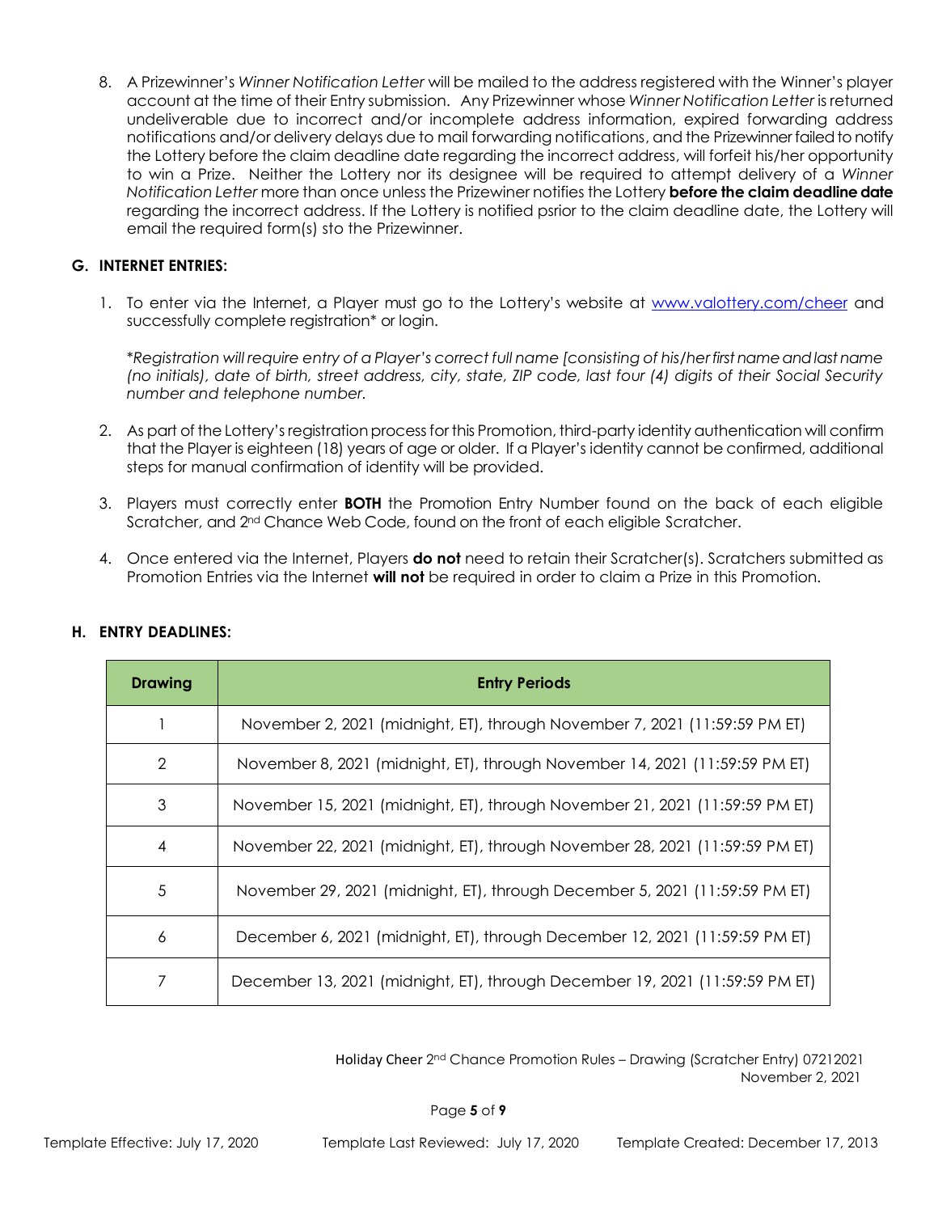8. A Prizewinner's *Winner Notification Letter* will be mailed to the address registered with the Winner's player account at the time of their Entry submission. Any Prizewinner whose *Winner Notification Letter* is returned undeliverable due to incorrect and/or incomplete address information, expired forwarding address notifications and/or delivery delays due to mail forwarding notifications, and the Prizewinner failed to notify the Lottery before the claim deadline date regarding the incorrect address, will forfeit his/her opportunity to win a Prize. Neither the Lottery nor its designee will be required to attempt delivery of a *Winner Notification Letter* more than once unless the Prizewiner notifies the Lottery **before the claim deadline date** regarding the incorrect address. If the Lottery is notified psrior to the claim deadline date, the Lottery will email the required form(s) sto the Prizewinner.

### G. INTERNET ENTRIES:

1. To enter via the Internet, a Player must go to the Lottery's website at www.valottery.com/cheer and successfully complete registration* or login.

   *\*Registration will require entry of a Player's correct full name [consisting of his/her first name and last name (no initials), date of birth, street address, city, state, ZIP code, last four (4) digits of their Social Security number and telephone number.*

2. As part of the Lottery's registration process for this Promotion, third-party identity authentication will confirm that the Player is eighteen (18) years of age or older. If a Player's identity cannot be confirmed, additional steps for manual confirmation of identity will be provided.

3. Players must correctly enter **BOTH** the Promotion Entry Number found on the back of each eligible Scratcher, and 2nd Chance Web Code, found on the front of each eligible Scratcher.

4. Once entered via the Internet, Players **do not** need to retain their Scratcher(s). Scratchers submitted as Promotion Entries via the Internet **will not** be required in order to claim a Prize in this Promotion.

### H. ENTRY DEADLINES:

| Drawing | Entry Periods |
|---|---|
| 1 | November 2, 2021 (midnight, ET), through November 7, 2021 (11:59:59 PM ET) |
| 2 | November 8, 2021 (midnight, ET), through November 14, 2021 (11:59:59 PM ET) |
| 3 | November 15, 2021 (midnight, ET), through November 21, 2021 (11:59:59 PM ET) |
| 4 | November 22, 2021 (midnight, ET), through November 28, 2021 (11:59:59 PM ET) |
| 5 | November 29, 2021 (midnight, ET), through December 5, 2021 (11:59:59 PM ET) |
| 6 | December 6, 2021 (midnight, ET), through December 12, 2021 (11:59:59 PM ET) |
| 7 | December 13, 2021 (midnight, ET), through December 19, 2021 (11:59:59 PM ET) |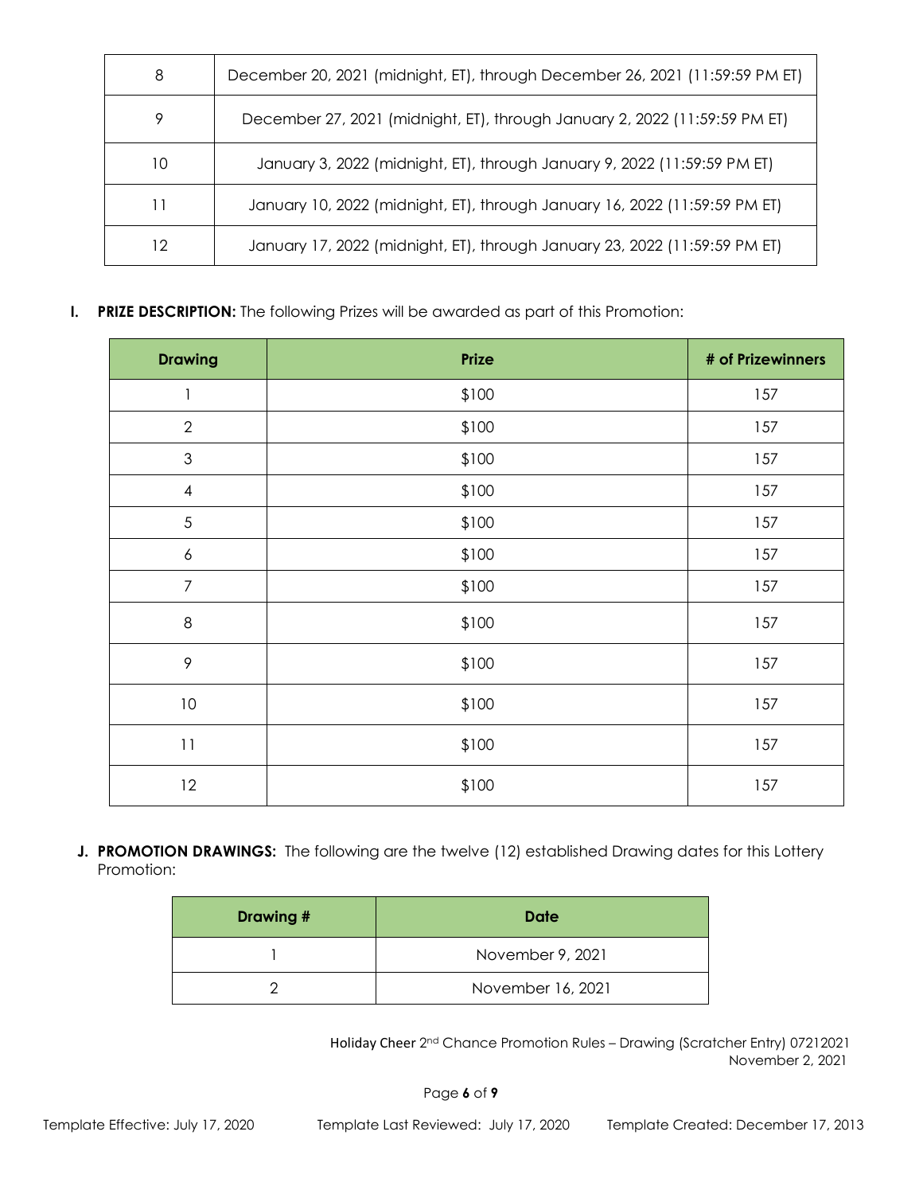| | |
|---|---|
| 8 | December 20, 2021 (midnight, ET), through December 26, 2021 (11:59:59 PM ET) |
| 9 | December 27, 2021 (midnight, ET), through January 2, 2022 (11:59:59 PM ET) |
| 10 | January 3, 2022 (midnight, ET), through January 9, 2022 (11:59:59 PM ET) |
| 11 | January 10, 2022 (midnight, ET), through January 16, 2022 (11:59:59 PM ET) |
| 12 | January 17, 2022 (midnight, ET), through January 23, 2022 (11:59:59 PM ET) |

**I. PRIZE DESCRIPTION:** The following Prizes will be awarded as part of this Promotion:

| Drawing | Prize | # of Prizewinners |
|---|---|---|
| 1 | $100 | 157 |
| 2 | $100 | 157 |
| 3 | $100 | 157 |
| 4 | $100 | 157 |
| 5 | $100 | 157 |
| 6 | $100 | 157 |
| 7 | $100 | 157 |
| 8 | $100 | 157 |
| 9 | $100 | 157 |
| 10 | $100 | 157 |
| 11 | $100 | 157 |
| 12 | $100 | 157 |

**J. PROMOTION DRAWINGS:** The following are the twelve (12) established Drawing dates for this Lottery Promotion:

| Drawing # | Date |
|---|---|
| 1 | November 9, 2021 |
| 2 | November 16, 2021 |

Holiday Cheer 2nd Chance Promotion Rules – Drawing (Scratcher Entry) 07212021
November 2, 2021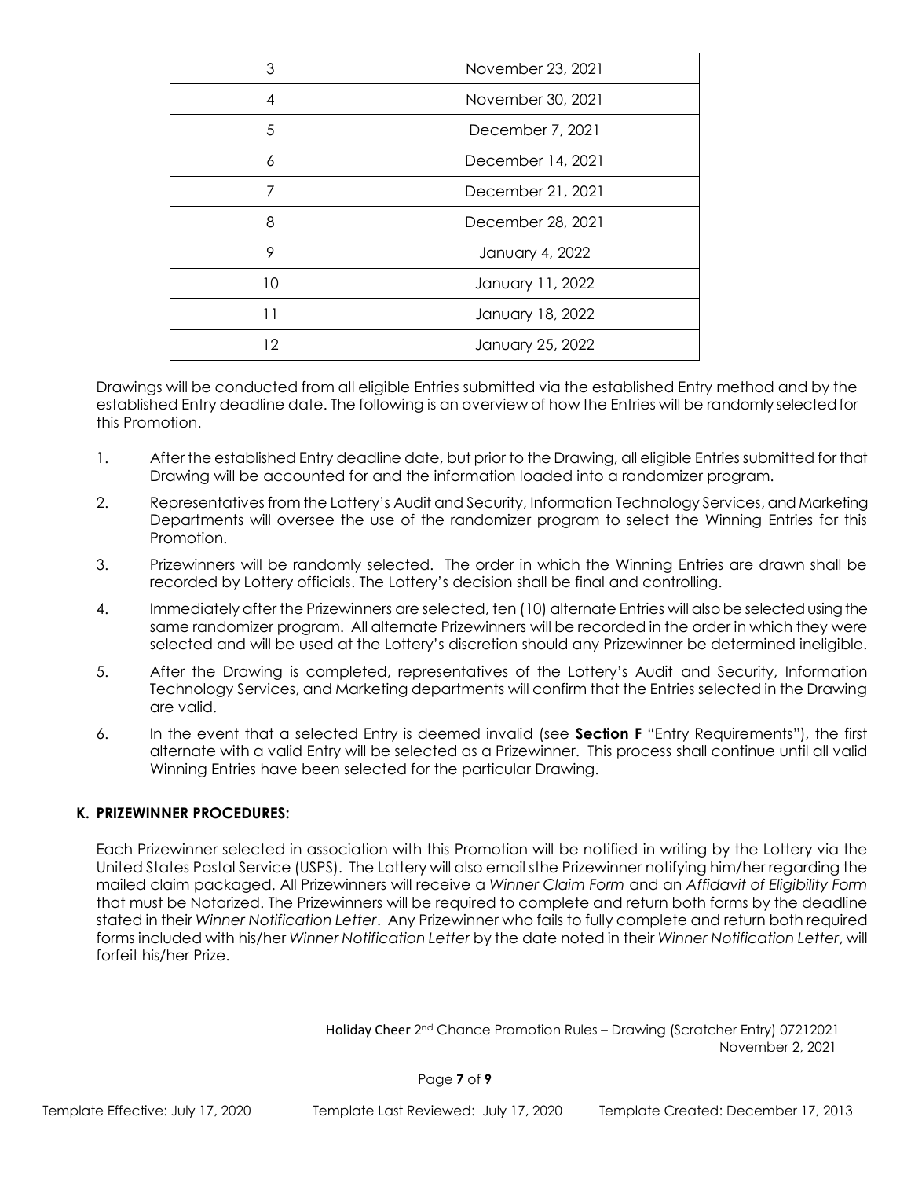| 3 | November 23, 2021 |
| --- | --- |
| 4 | November 30, 2021 |
| 5 | December 7, 2021 |
| 6 | December 14, 2021 |
| 7 | December 21, 2021 |
| 8 | December 28, 2021 |
| 9 | January 4, 2022 |
| 10 | January 11, 2022 |
| 11 | January 18, 2022 |
| 12 | January 25, 2022 |

Drawings will be conducted from all eligible Entries submitted via the established Entry method and by the established Entry deadline date. The following is an overview of how the Entries will be randomly selected for this Promotion.

1. After the established Entry deadline date, but prior to the Drawing, all eligible Entries submitted for that Drawing will be accounted for and the information loaded into a randomizer program.
2. Representatives from the Lottery's Audit and Security, Information Technology Services, and Marketing Departments will oversee the use of the randomizer program to select the Winning Entries for this Promotion.
3. Prizewinners will be randomly selected. The order in which the Winning Entries are drawn shall be recorded by Lottery officials. The Lottery's decision shall be final and controlling.
4. Immediately after the Prizewinners are selected, ten (10) alternate Entries will also be selected using the same randomizer program. All alternate Prizewinners will be recorded in the order in which they were selected and will be used at the Lottery's discretion should any Prizewinner be determined ineligible.
5. After the Drawing is completed, representatives of the Lottery's Audit and Security, Information Technology Services, and Marketing departments will confirm that the Entries selected in the Drawing are valid.
6. In the event that a selected Entry is deemed invalid (see **Section F** "Entry Requirements"), the first alternate with a valid Entry will be selected as a Prizewinner. This process shall continue until all valid Winning Entries have been selected for the particular Drawing.

**K. PRIZEWINNER PROCEDURES:**

Each Prizewinner selected in association with this Promotion will be notified in writing by the Lottery via the United States Postal Service (USPS). The Lottery will also email sthe Prizewinner notifying him/her regarding the mailed claim packaged. All Prizewinners will receive a *Winner Claim Form* and an *Affidavit of Eligibility Form* that must be Notarized. The Prizewinners will be required to complete and return both forms by the deadline stated in their *Winner Notification Letter*. Any Prizewinner who fails to fully complete and return both required forms included with his/her *Winner Notification Letter* by the date noted in their *Winner Notification Letter*, will forfeit his/her Prize.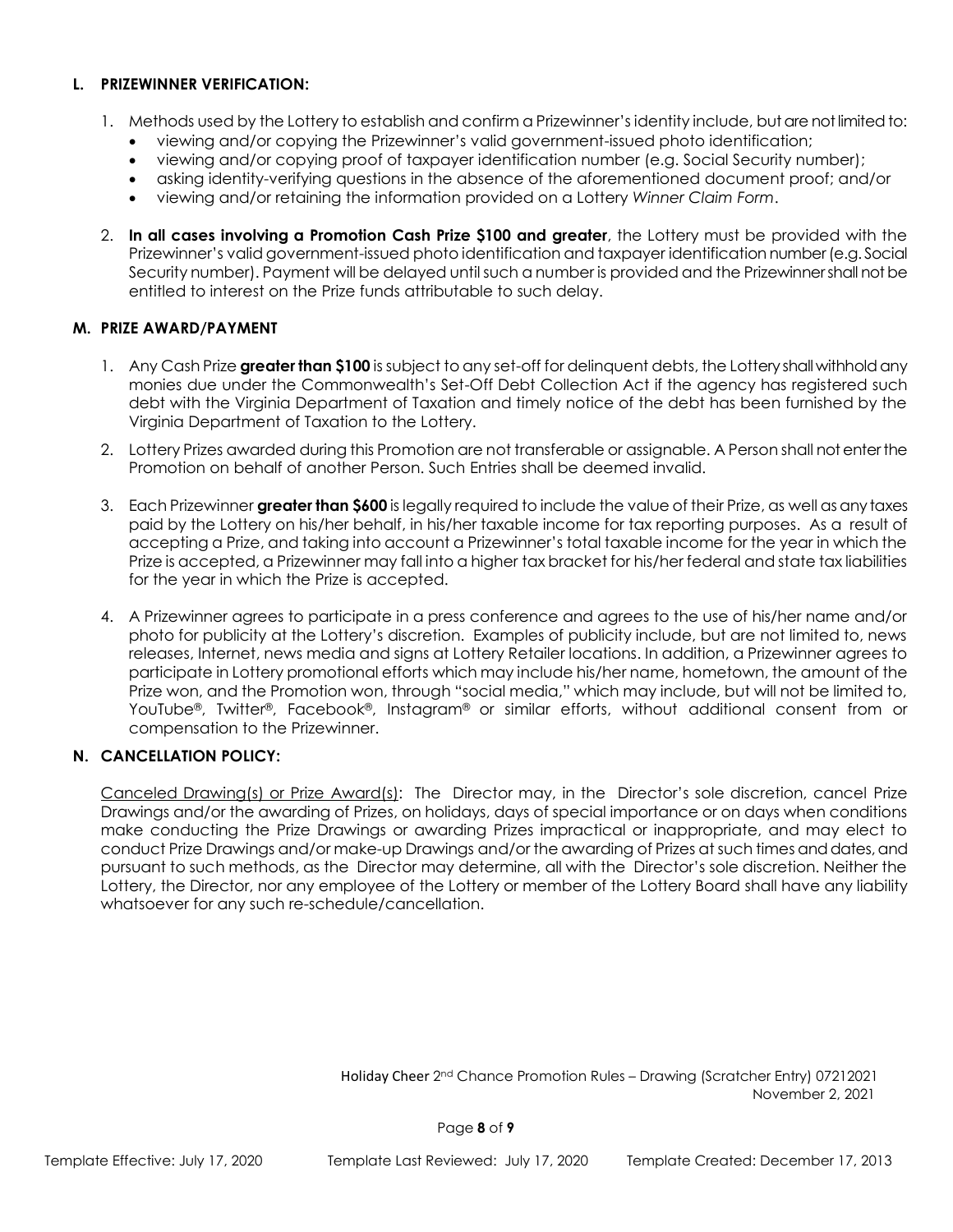### L. PRIZEWINNER VERIFICATION:

1. Methods used by the Lottery to establish and confirm a Prizewinner's identity include, but are not limited to:
   - viewing and/or copying the Prizewinner's valid government-issued photo identification;
   - viewing and/or copying proof of taxpayer identification number (e.g. Social Security number);
   - asking identity-verifying questions in the absence of the aforementioned document proof; and/or
   - viewing and/or retaining the information provided on a Lottery *Winner Claim Form*.

2. **In all cases involving a Promotion Cash Prize $100 and greater**, the Lottery must be provided with the Prizewinner's valid government-issued photo identification and taxpayer identification number (e.g. Social Security number). Payment will be delayed until such a number is provided and the Prizewinner shall not be entitled to interest on the Prize funds attributable to such delay.

### M. PRIZE AWARD/PAYMENT

1. Any Cash Prize **greater than $100** is subject to any set-off for delinquent debts, the Lottery shall withhold any monies due under the Commonwealth's Set-Off Debt Collection Act if the agency has registered such debt with the Virginia Department of Taxation and timely notice of the debt has been furnished by the Virginia Department of Taxation to the Lottery.

2. Lottery Prizes awarded during this Promotion are not transferable or assignable. A Person shall not enter the Promotion on behalf of another Person. Such Entries shall be deemed invalid.

3. Each Prizewinner **greater than $600** is legally required to include the value of their Prize, as well as any taxes paid by the Lottery on his/her behalf, in his/her taxable income for tax reporting purposes. As a result of accepting a Prize, and taking into account a Prizewinner's total taxable income for the year in which the Prize is accepted, a Prizewinner may fall into a higher tax bracket for his/her federal and state tax liabilities for the year in which the Prize is accepted.

4. A Prizewinner agrees to participate in a press conference and agrees to the use of his/her name and/or photo for publicity at the Lottery's discretion. Examples of publicity include, but are not limited to, news releases, Internet, news media and signs at Lottery Retailer locations. In addition, a Prizewinner agrees to participate in Lottery promotional efforts which may include his/her name, hometown, the amount of the Prize won, and the Promotion won, through "social media," which may include, but will not be limited to, YouTube®, Twitter®, Facebook®, Instagram® or similar efforts, without additional consent from or compensation to the Prizewinner.

### N. CANCELLATION POLICY:

Canceled Drawing(s) or Prize Award(s): The Director may, in the Director's sole discretion, cancel Prize Drawings and/or the awarding of Prizes, on holidays, days of special importance or on days when conditions make conducting the Prize Drawings or awarding Prizes impractical or inappropriate, and may elect to conduct Prize Drawings and/or make-up Drawings and/or the awarding of Prizes at such times and dates, and pursuant to such methods, as the Director may determine, all with the Director's sole discretion. Neither the Lottery, the Director, nor any employee of the Lottery or member of the Lottery Board shall have any liability whatsoever for any such re-schedule/cancellation.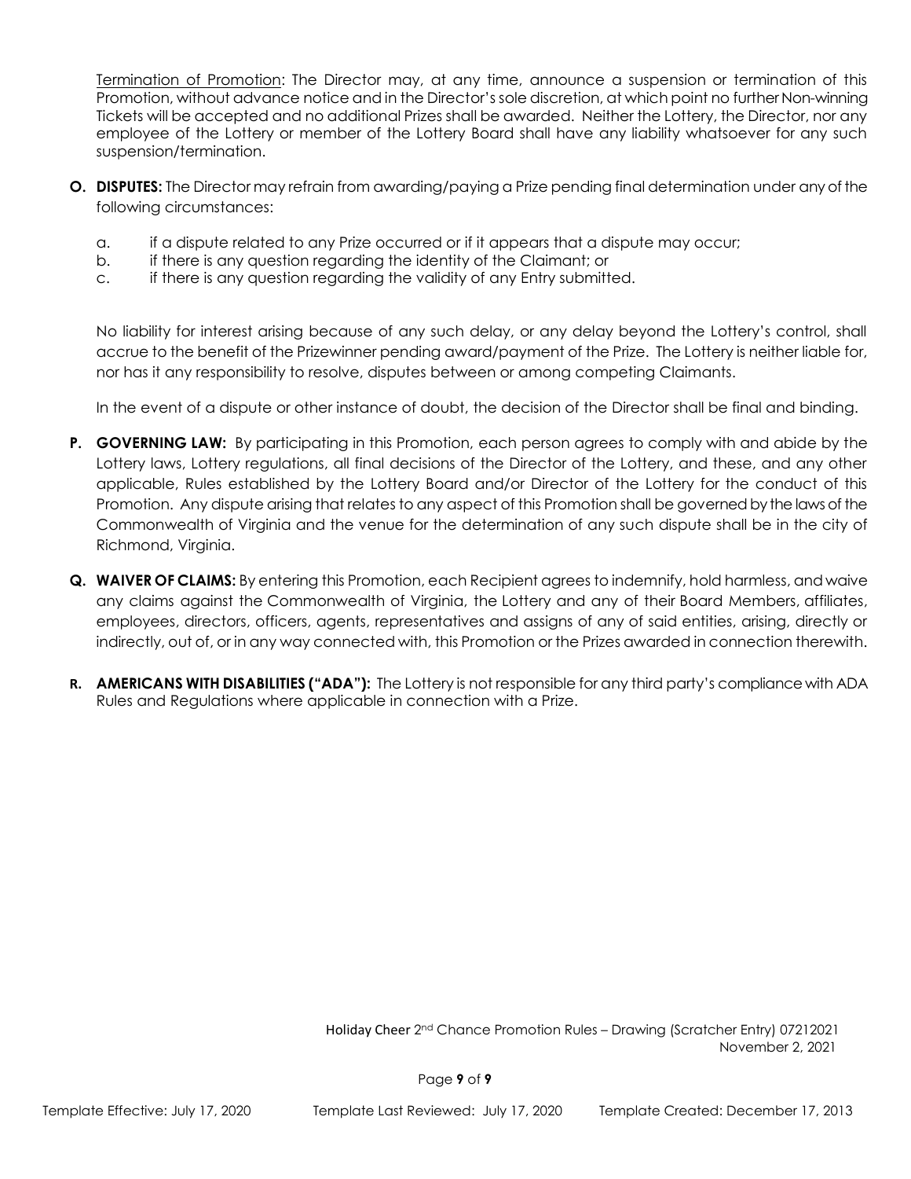Termination of Promotion: The Director may, at any time, announce a suspension or termination of this Promotion, without advance notice and in the Director's sole discretion, at which point no further Non-winning Tickets will be accepted and no additional Prizes shall be awarded. Neither the Lottery, the Director, nor any employee of the Lottery or member of the Lottery Board shall have any liability whatsoever for any such suspension/termination.

**O. DISPUTES:** The Director may refrain from awarding/paying a Prize pending final determination under any of the following circumstances:

a. if a dispute related to any Prize occurred or if it appears that a dispute may occur;
b. if there is any question regarding the identity of the Claimant; or
c. if there is any question regarding the validity of any Entry submitted.

No liability for interest arising because of any such delay, or any delay beyond the Lottery's control, shall accrue to the benefit of the Prizewinner pending award/payment of the Prize. The Lottery is neither liable for, nor has it any responsibility to resolve, disputes between or among competing Claimants.

In the event of a dispute or other instance of doubt, the decision of the Director shall be final and binding.

**P. GOVERNING LAW:** By participating in this Promotion, each person agrees to comply with and abide by the Lottery laws, Lottery regulations, all final decisions of the Director of the Lottery, and these, and any other applicable, Rules established by the Lottery Board and/or Director of the Lottery for the conduct of this Promotion. Any dispute arising that relates to any aspect of this Promotion shall be governed by the laws of the Commonwealth of Virginia and the venue for the determination of any such dispute shall be in the city of Richmond, Virginia.

**Q. WAIVER OF CLAIMS:** By entering this Promotion, each Recipient agrees to indemnify, hold harmless, and waive any claims against the Commonwealth of Virginia, the Lottery and any of their Board Members, affiliates, employees, directors, officers, agents, representatives and assigns of any of said entities, arising, directly or indirectly, out of, or in any way connected with, this Promotion or the Prizes awarded in connection therewith.

**R. AMERICANS WITH DISABILITIES ("ADA"):** The Lottery is not responsible for any third party's compliance with ADA Rules and Regulations where applicable in connection with a Prize.